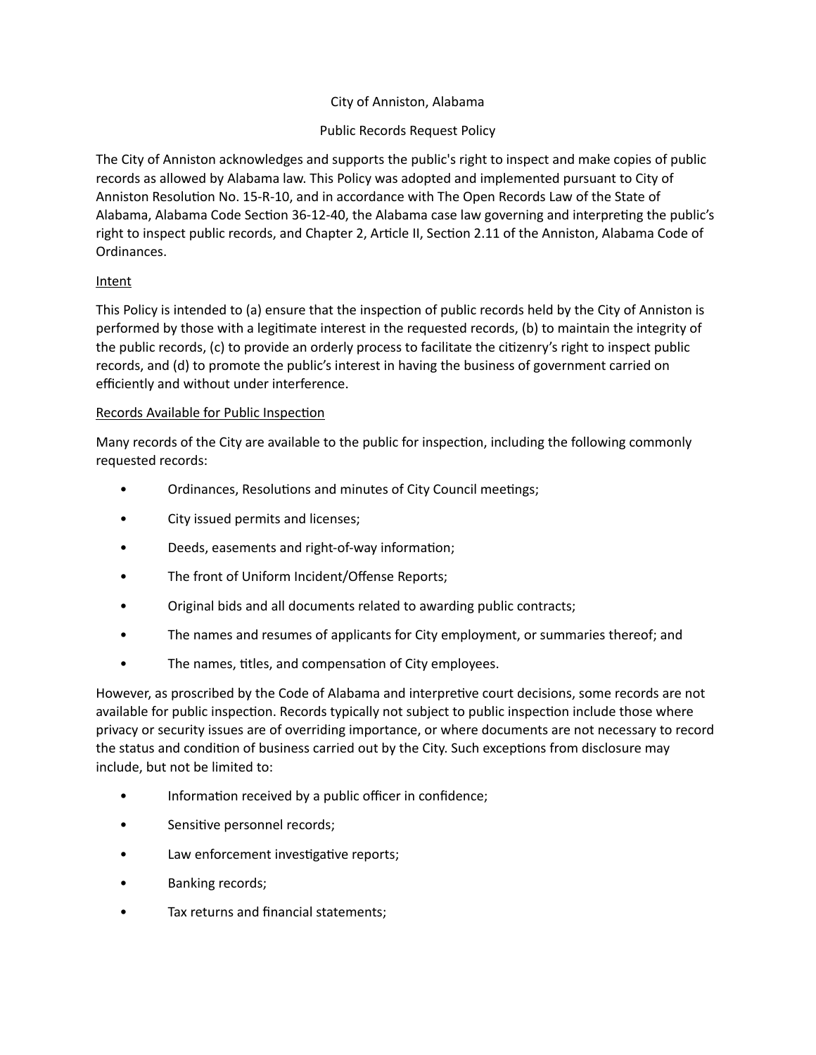City of Anniston, Alabama

Public Records Request Policy

The City of Anniston acknowledges and supports the public's right to inspect and make copies of public records as allowed by Alabama law. This Policy was adopted and implemented pursuant to City of Anniston Resolution No. 15-R-10, and in accordance with The Open Records Law of the State of Alabama, Alabama Code Section 36-12-40, the Alabama case law governing and interpreting the public's right to inspect public records, and Chapter 2, Article II, Section 2.11 of the Anniston, Alabama Code of Ordinances.

## Intent

This Policy is intended to (a) ensure that the inspection of public records held by the City of Anniston is performed by those with a legitimate interest in the requested records, (b) to maintain the integrity of the public records, (c) to provide an orderly process to facilitate the citizenry's right to inspect public records, and (d) to promote the public's interest in having the business of government carried on efficiently and without under interference.

## Records Available for Public Inspection

Many records of the City are available to the public for inspection, including the following commonly requested records:

- Ordinances, Resolutions and minutes of City Council meetings;
- City issued permits and licenses;
- Deeds, easements and right-of-way information;
- The front of Uniform Incident/Offense Reports;
- Original bids and all documents related to awarding public contracts;
- The names and resumes of applicants for City employment, or summaries thereof; and
- The names, titles, and compensation of City employees.

However, as proscribed by the Code of Alabama and interpretive court decisions, some records are not available for public inspection. Records typically not subject to public inspection include those where privacy or security issues are of overriding importance, or where documents are not necessary to record the status and condition of business carried out by the City. Such exceptions from disclosure may include, but not be limited to:

- Information received by a public officer in confidence;
- Sensitive personnel records;
- Law enforcement investigative reports;
- Banking records;
- Tax returns and financial statements;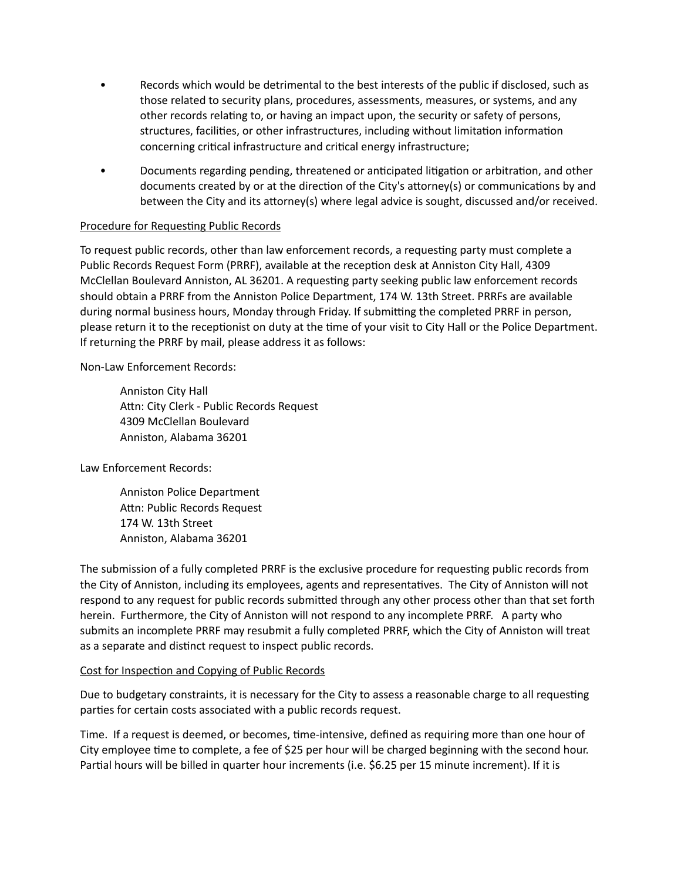- Records which would be detrimental to the best interests of the public if disclosed, such as those related to security plans, procedures, assessments, measures, or systems, and any other records relating to, or having an impact upon, the security or safety of persons, structures, facilities, or other infrastructures, including without limitation information concerning critical infrastructure and critical energy infrastructure;
- Documents regarding pending, threatened or anticipated litigation or arbitration, and other documents created by or at the direction of the City's attorney(s) or communications by and between the City and its attorney(s) where legal advice is sought, discussed and/or received.

<u>Procedure for Requesting Public Records</u>

To request public records, other than law enforcement records, a requesting party must complete a Public Records Request Form (PRRF), available at the reception desk at Anniston City Hall, 4309 McClellan Boulevard Anniston, AL 36201. A requesting party seeking public law enforcement records should obtain a PRRF from the Anniston Police Department, 174 W. 13th Street. PRRFs are available during normal business hours, Monday through Friday. If submitting the completed PRRF in person, please return it to the receptionist on duty at the time of your visit to City Hall or the Police Department. If returning the PRRF by mail, please address it as follows:

Non-Law Enforcement Records:

> Anniston City Hall
> Attn: City Clerk - Public Records Request
> 4309 McClellan Boulevard
> Anniston, Alabama 36201

Law Enforcement Records:

> Anniston Police Department
> Attn: Public Records Request
> 174 W. 13th Street
> Anniston, Alabama 36201

The submission of a fully completed PRRF is the exclusive procedure for requesting public records from the City of Anniston, including its employees, agents and representatives. The City of Anniston will not respond to any request for public records submitted through any other process other than that set forth herein. Furthermore, the City of Anniston will not respond to any incomplete PRRF. A party who submits an incomplete PRRF may resubmit a fully completed PRRF, which the City of Anniston will treat as a separate and distinct request to inspect public records.

<u>Cost for Inspection and Copying of Public Records</u>

Due to budgetary constraints, it is necessary for the City to assess a reasonable charge to all requesting parties for certain costs associated with a public records request.

Time. If a request is deemed, or becomes, time-intensive, defined as requiring more than one hour of City employee time to complete, a fee of $25 per hour will be charged beginning with the second hour. Partial hours will be billed in quarter hour increments (i.e. $6.25 per 15 minute increment). If it is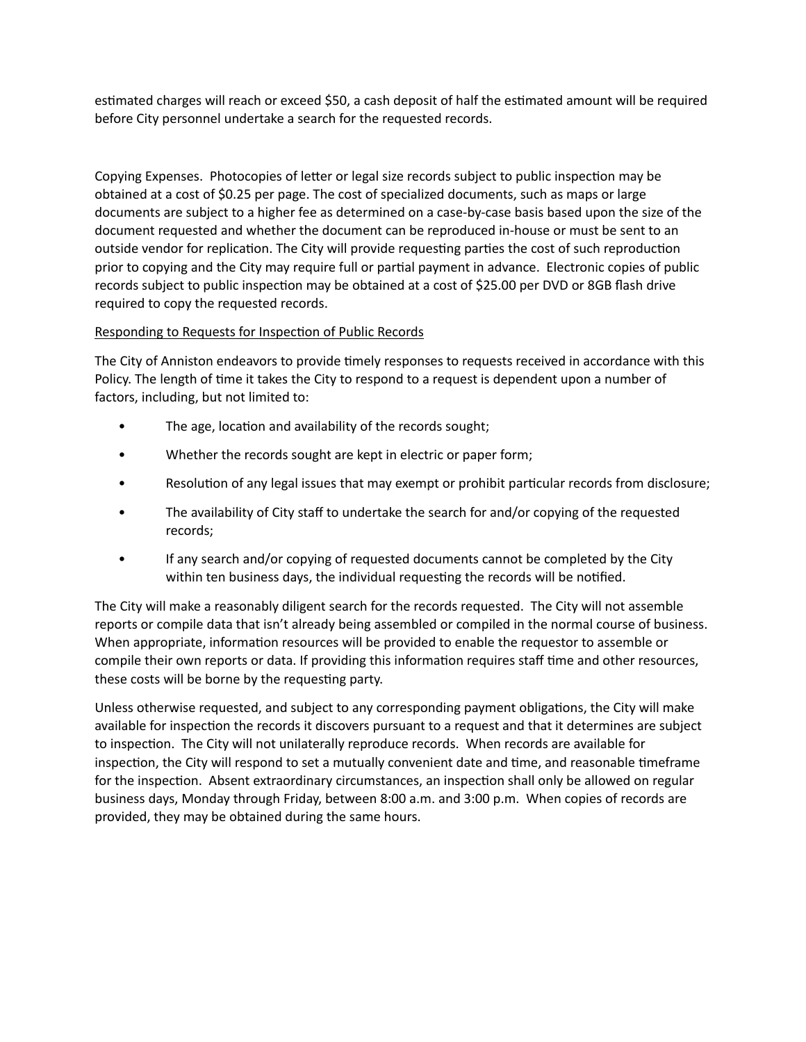estimated charges will reach or exceed $50, a cash deposit of half the estimated amount will be required before City personnel undertake a search for the requested records.

Copying Expenses. Photocopies of letter or legal size records subject to public inspection may be obtained at a cost of $0.25 per page. The cost of specialized documents, such as maps or large documents are subject to a higher fee as determined on a case-by-case basis based upon the size of the document requested and whether the document can be reproduced in-house or must be sent to an outside vendor for replication. The City will provide requesting parties the cost of such reproduction prior to copying and the City may require full or partial payment in advance. Electronic copies of public records subject to public inspection may be obtained at a cost of $25.00 per DVD or 8GB flash drive required to copy the requested records.

<u>Responding to Requests for Inspection of Public Records</u>

The City of Anniston endeavors to provide timely responses to requests received in accordance with this Policy. The length of time it takes the City to respond to a request is dependent upon a number of factors, including, but not limited to:

- The age, location and availability of the records sought;
- Whether the records sought are kept in electric or paper form;
- Resolution of any legal issues that may exempt or prohibit particular records from disclosure;
- The availability of City staff to undertake the search for and/or copying of the requested records;
- If any search and/or copying of requested documents cannot be completed by the City within ten business days, the individual requesting the records will be notified.

The City will make a reasonably diligent search for the records requested. The City will not assemble reports or compile data that isn't already being assembled or compiled in the normal course of business. When appropriate, information resources will be provided to enable the requestor to assemble or compile their own reports or data. If providing this information requires staff time and other resources, these costs will be borne by the requesting party.

Unless otherwise requested, and subject to any corresponding payment obligations, the City will make available for inspection the records it discovers pursuant to a request and that it determines are subject to inspection. The City will not unilaterally reproduce records. When records are available for inspection, the City will respond to set a mutually convenient date and time, and reasonable timeframe for the inspection. Absent extraordinary circumstances, an inspection shall only be allowed on regular business days, Monday through Friday, between 8:00 a.m. and 3:00 p.m. When copies of records are provided, they may be obtained during the same hours.